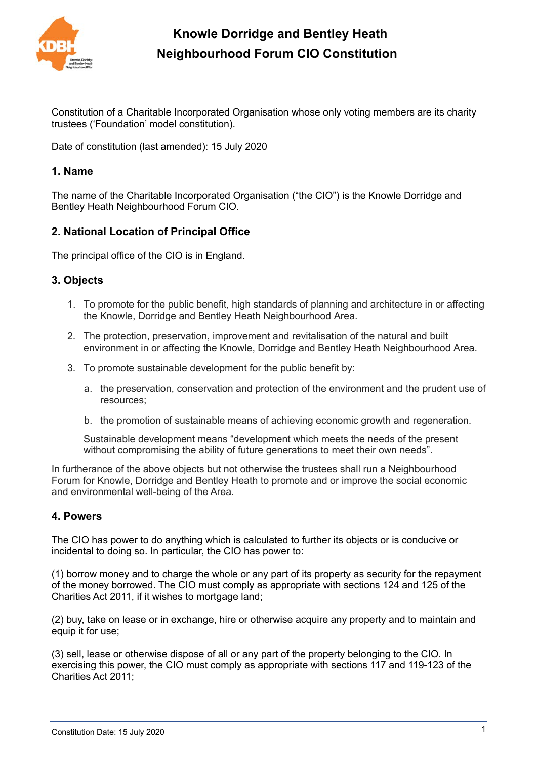# Knowle Dorridge and Bentley Heath Neighbourhood Forum CIO Constitution

Constitution of a Charitable Incorporated Organisation whose only voting members are its charity trustees ('Foundation' model constitution).

Date of constitution (last amended): 15 July 2020

## 1. Name

The name of the Charitable Incorporated Organisation ("the CIO") is the Knowle Dorridge and Bentley Heath Neighbourhood Forum CIO.

## 2. National Location of Principal Office

The principal office of the CIO is in England.

## 3. Objects

1. To promote for the public benefit, high standards of planning and architecture in or affecting the Knowle, Dorridge and Bentley Heath Neighbourhood Area.
2. The protection, preservation, improvement and revitalisation of the natural and built environment in or affecting the Knowle, Dorridge and Bentley Heath Neighbourhood Area.
3. To promote sustainable development for the public benefit by:
    a. the preservation, conservation and protection of the environment and the prudent use of resources;
    b. the promotion of sustainable means of achieving economic growth and regeneration.

    Sustainable development means "development which meets the needs of the present without compromising the ability of future generations to meet their own needs".

In furtherance of the above objects but not otherwise the trustees shall run a Neighbourhood Forum for Knowle, Dorridge and Bentley Heath to promote and or improve the social economic and environmental well-being of the Area.

## 4. Powers

The CIO has power to do anything which is calculated to further its objects or is conducive or incidental to doing so. In particular, the CIO has power to:

(1) borrow money and to charge the whole or any part of its property as security for the repayment of the money borrowed. The CIO must comply as appropriate with sections 124 and 125 of the Charities Act 2011, if it wishes to mortgage land;

(2) buy, take on lease or in exchange, hire or otherwise acquire any property and to maintain and equip it for use;

(3) sell, lease or otherwise dispose of all or any part of the property belonging to the CIO. In exercising this power, the CIO must comply as appropriate with sections 117 and 119-123 of the Charities Act 2011;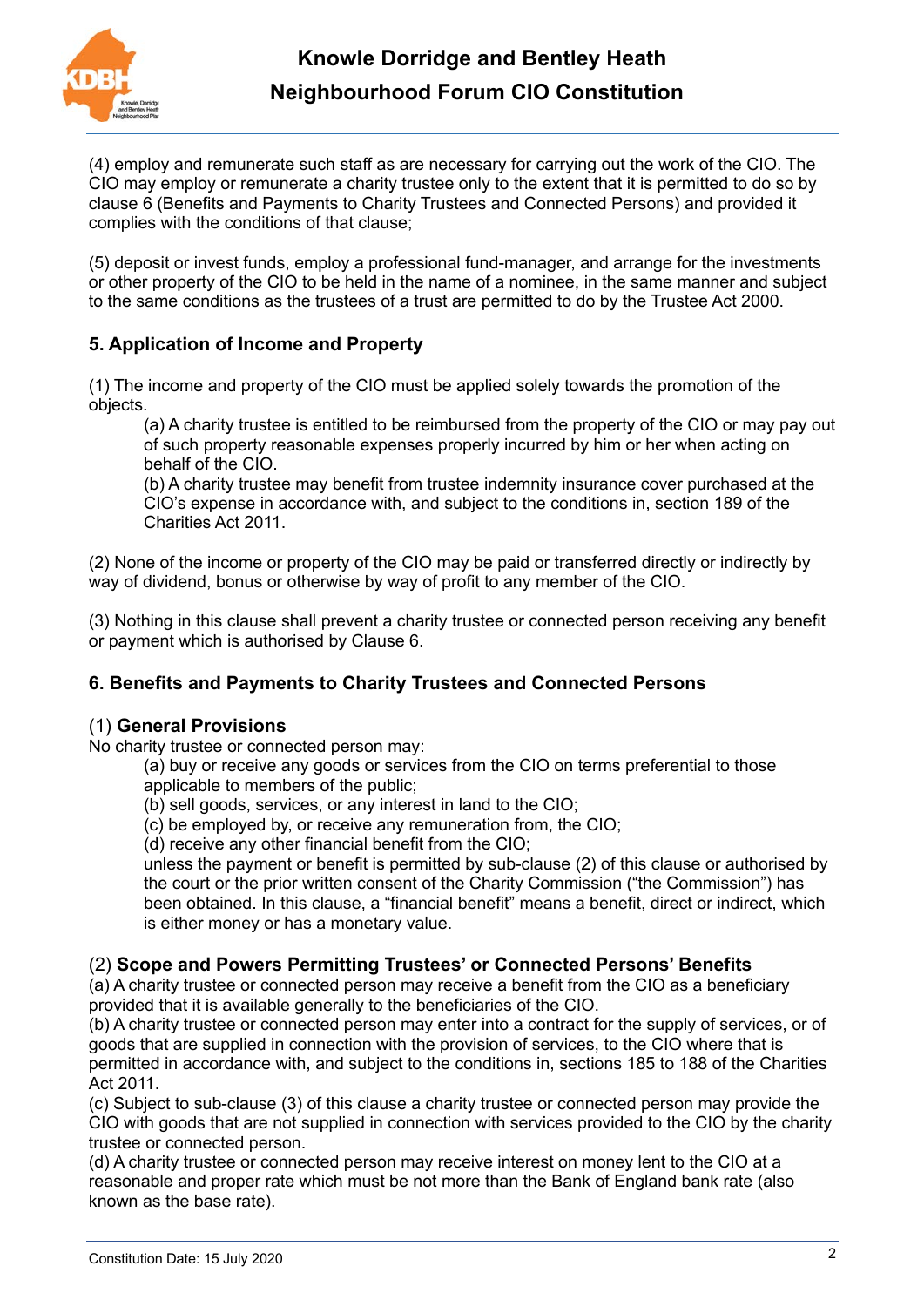(4) employ and remunerate such staff as are necessary for carrying out the work of the CIO. The CIO may employ or remunerate a charity trustee only to the extent that it is permitted to do so by clause 6 (Benefits and Payments to Charity Trustees and Connected Persons) and provided it complies with the conditions of that clause;

(5) deposit or invest funds, employ a professional fund-manager, and arrange for the investments or other property of the CIO to be held in the name of a nominee, in the same manner and subject to the same conditions as the trustees of a trust are permitted to do by the Trustee Act 2000.

### 5. Application of Income and Property

(1) The income and property of the CIO must be applied solely towards the promotion of the objects.

> (a) A charity trustee is entitled to be reimbursed from the property of the CIO or may pay out of such property reasonable expenses properly incurred by him or her when acting on behalf of the CIO.
>
> (b) A charity trustee may benefit from trustee indemnity insurance cover purchased at the CIO's expense in accordance with, and subject to the conditions in, section 189 of the Charities Act 2011.

(2) None of the income or property of the CIO may be paid or transferred directly or indirectly by way of dividend, bonus or otherwise by way of profit to any member of the CIO.

(3) Nothing in this clause shall prevent a charity trustee or connected person receiving any benefit or payment which is authorised by Clause 6.

### 6. Benefits and Payments to Charity Trustees and Connected Persons

#### (1) **General Provisions**

No charity trustee or connected person may:

> (a) buy or receive any goods or services from the CIO on terms preferential to those applicable to members of the public;
>
> (b) sell goods, services, or any interest in land to the CIO;
>
> (c) be employed by, or receive any remuneration from, the CIO;
>
> (d) receive any other financial benefit from the CIO;
>
> unless the payment or benefit is permitted by sub-clause (2) of this clause or authorised by the court or the prior written consent of the Charity Commission ("the Commission") has been obtained. In this clause, a "financial benefit" means a benefit, direct or indirect, which is either money or has a monetary value.

#### (2) **Scope and Powers Permitting Trustees' or Connected Persons' Benefits**

(a) A charity trustee or connected person may receive a benefit from the CIO as a beneficiary provided that it is available generally to the beneficiaries of the CIO.

(b) A charity trustee or connected person may enter into a contract for the supply of services, or of goods that are supplied in connection with the provision of services, to the CIO where that is permitted in accordance with, and subject to the conditions in, sections 185 to 188 of the Charities Act 2011.

(c) Subject to sub-clause (3) of this clause a charity trustee or connected person may provide the CIO with goods that are not supplied in connection with services provided to the CIO by the charity trustee or connected person.

(d) A charity trustee or connected person may receive interest on money lent to the CIO at a reasonable and proper rate which must be not more than the Bank of England bank rate (also known as the base rate).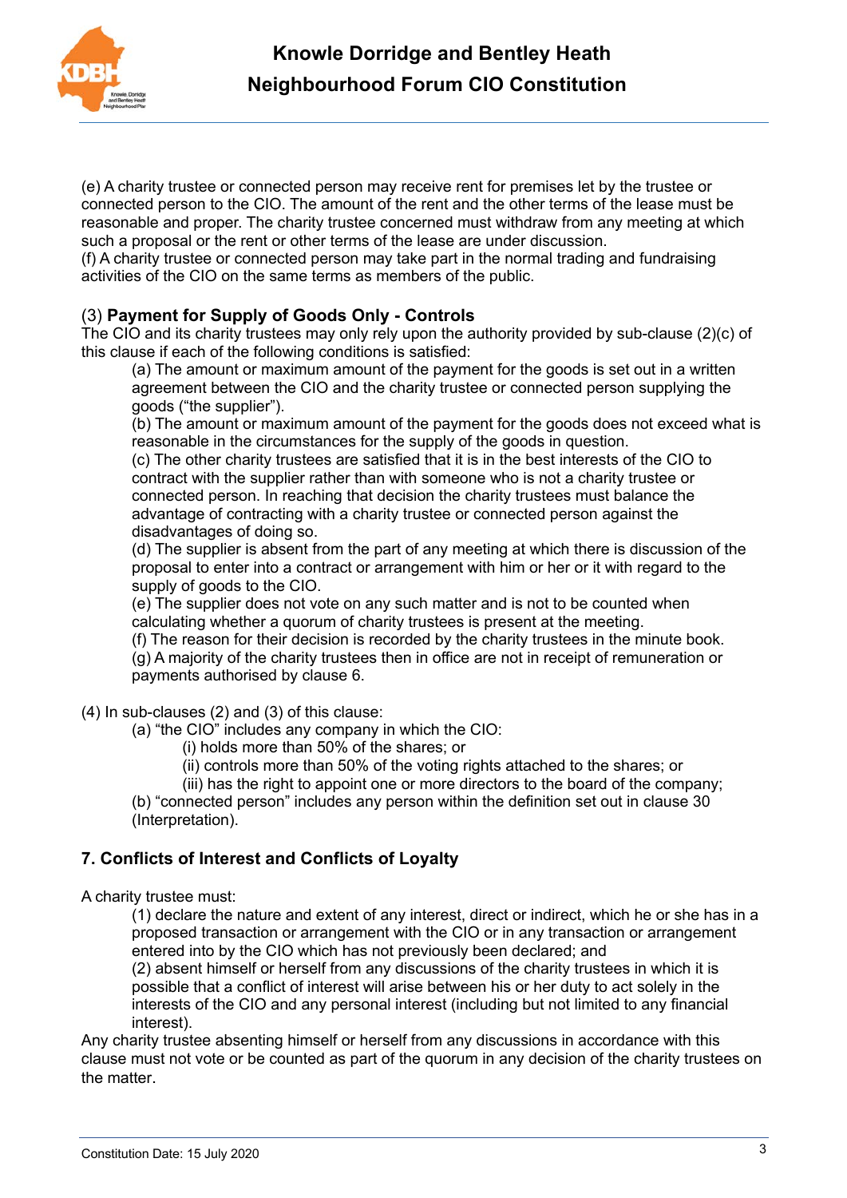(e) A charity trustee or connected person may receive rent for premises let by the trustee or connected person to the CIO. The amount of the rent and the other terms of the lease must be reasonable and proper. The charity trustee concerned must withdraw from any meeting at which such a proposal or the rent or other terms of the lease are under discussion.
(f) A charity trustee or connected person may take part in the normal trading and fundraising activities of the CIO on the same terms as members of the public.

### (3) **Payment for Supply of Goods Only - Controls**

The CIO and its charity trustees may only rely upon the authority provided by sub-clause (2)(c) of this clause if each of the following conditions is satisfied:

(a) The amount or maximum amount of the payment for the goods is set out in a written agreement between the CIO and the charity trustee or connected person supplying the goods ("the supplier").
(b) The amount or maximum amount of the payment for the goods does not exceed what is reasonable in the circumstances for the supply of the goods in question.
(c) The other charity trustees are satisfied that it is in the best interests of the CIO to contract with the supplier rather than with someone who is not a charity trustee or connected person. In reaching that decision the charity trustees must balance the advantage of contracting with a charity trustee or connected person against the disadvantages of doing so.
(d) The supplier is absent from the part of any meeting at which there is discussion of the proposal to enter into a contract or arrangement with him or her or it with regard to the supply of goods to the CIO.
(e) The supplier does not vote on any such matter and is not to be counted when calculating whether a quorum of charity trustees is present at the meeting.
(f) The reason for their decision is recorded by the charity trustees in the minute book.
(g) A majority of the charity trustees then in office are not in receipt of remuneration or payments authorised by clause 6.

(4) In sub-clauses (2) and (3) of this clause:

(a) "the CIO" includes any company in which the CIO:
  (i) holds more than 50% of the shares; or
  (ii) controls more than 50% of the voting rights attached to the shares; or
  (iii) has the right to appoint one or more directors to the board of the company;
(b) "connected person" includes any person within the definition set out in clause 30 (Interpretation).

## 7. Conflicts of Interest and Conflicts of Loyalty

A charity trustee must:

(1) declare the nature and extent of any interest, direct or indirect, which he or she has in a proposed transaction or arrangement with the CIO or in any transaction or arrangement entered into by the CIO which has not previously been declared; and
(2) absent himself or herself from any discussions of the charity trustees in which it is possible that a conflict of interest will arise between his or her duty to act solely in the interests of the CIO and any personal interest (including but not limited to any financial interest).

Any charity trustee absenting himself or herself from any discussions in accordance with this clause must not vote or be counted as part of the quorum in any decision of the charity trustees on the matter.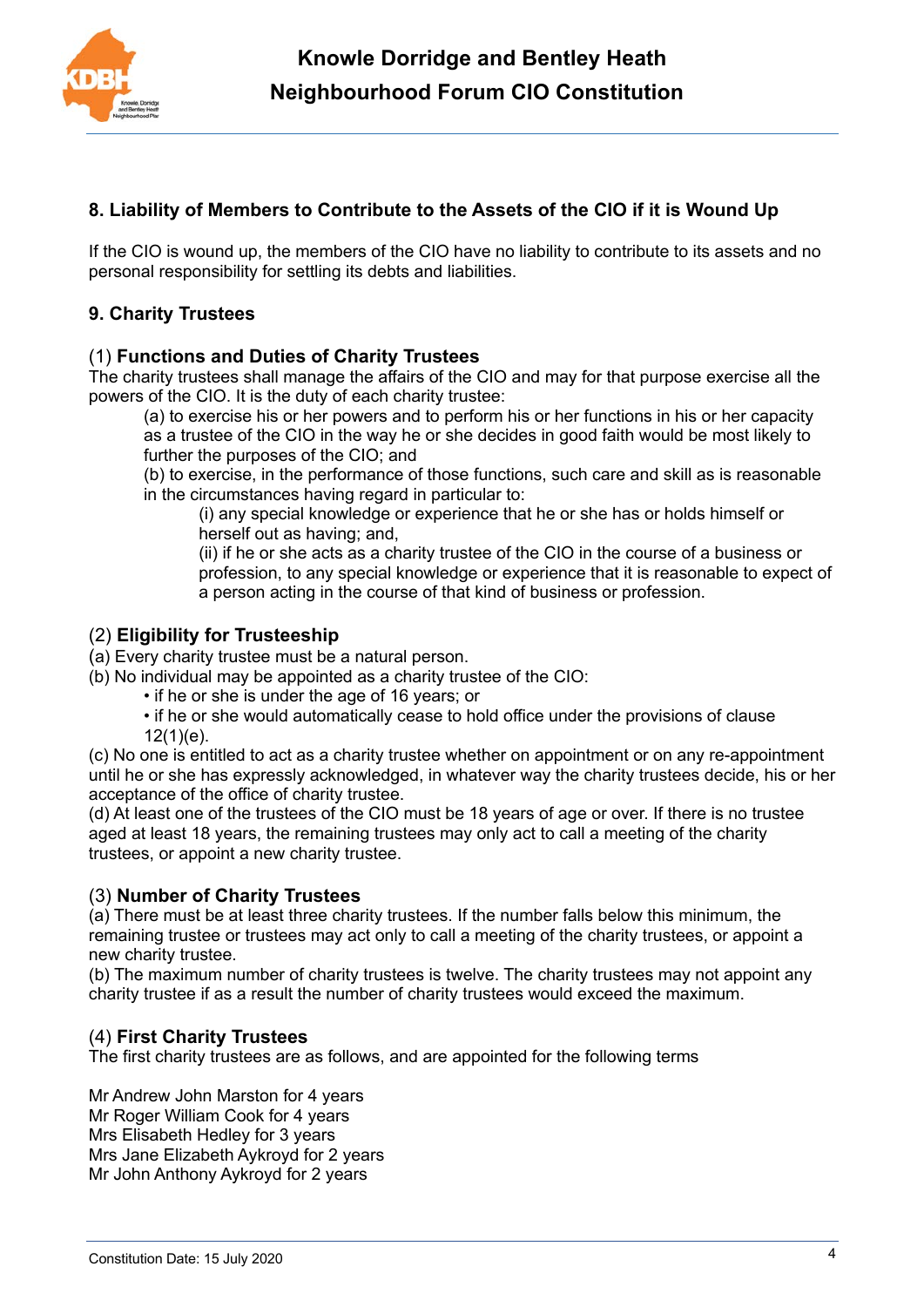## 8. Liability of Members to Contribute to the Assets of the CIO if it is Wound Up

If the CIO is wound up, the members of the CIO have no liability to contribute to its assets and no personal responsibility for settling its debts and liabilities.

## 9. Charity Trustees

### (1) **Functions and Duties of Charity Trustees**

The charity trustees shall manage the affairs of the CIO and may for that purpose exercise all the powers of the CIO. It is the duty of each charity trustee:

(a) to exercise his or her powers and to perform his or her functions in his or her capacity as a trustee of the CIO in the way he or she decides in good faith would be most likely to further the purposes of the CIO; and

(b) to exercise, in the performance of those functions, such care and skill as is reasonable in the circumstances having regard in particular to:

(i) any special knowledge or experience that he or she has or holds himself or herself out as having; and,

(ii) if he or she acts as a charity trustee of the CIO in the course of a business or profession, to any special knowledge or experience that it is reasonable to expect of a person acting in the course of that kind of business or profession.

### (2) **Eligibility for Trusteeship**

(a) Every charity trustee must be a natural person.

(b) No individual may be appointed as a charity trustee of the CIO:

- if he or she is under the age of 16 years; or
- if he or she would automatically cease to hold office under the provisions of clause 12(1)(e).

(c) No one is entitled to act as a charity trustee whether on appointment or on any re-appointment until he or she has expressly acknowledged, in whatever way the charity trustees decide, his or her acceptance of the office of charity trustee.

(d) At least one of the trustees of the CIO must be 18 years of age or over. If there is no trustee aged at least 18 years, the remaining trustees may only act to call a meeting of the charity trustees, or appoint a new charity trustee.

### (3) **Number of Charity Trustees**

(a) There must be at least three charity trustees. If the number falls below this minimum, the remaining trustee or trustees may act only to call a meeting of the charity trustees, or appoint a new charity trustee.

(b) The maximum number of charity trustees is twelve. The charity trustees may not appoint any charity trustee if as a result the number of charity trustees would exceed the maximum.

### (4) **First Charity Trustees**

The first charity trustees are as follows, and are appointed for the following terms

Mr Andrew John Marston for 4 years
Mr Roger William Cook for 4 years
Mrs Elisabeth Hedley for 3 years
Mrs Jane Elizabeth Aykroyd for 2 years
Mr John Anthony Aykroyd for 2 years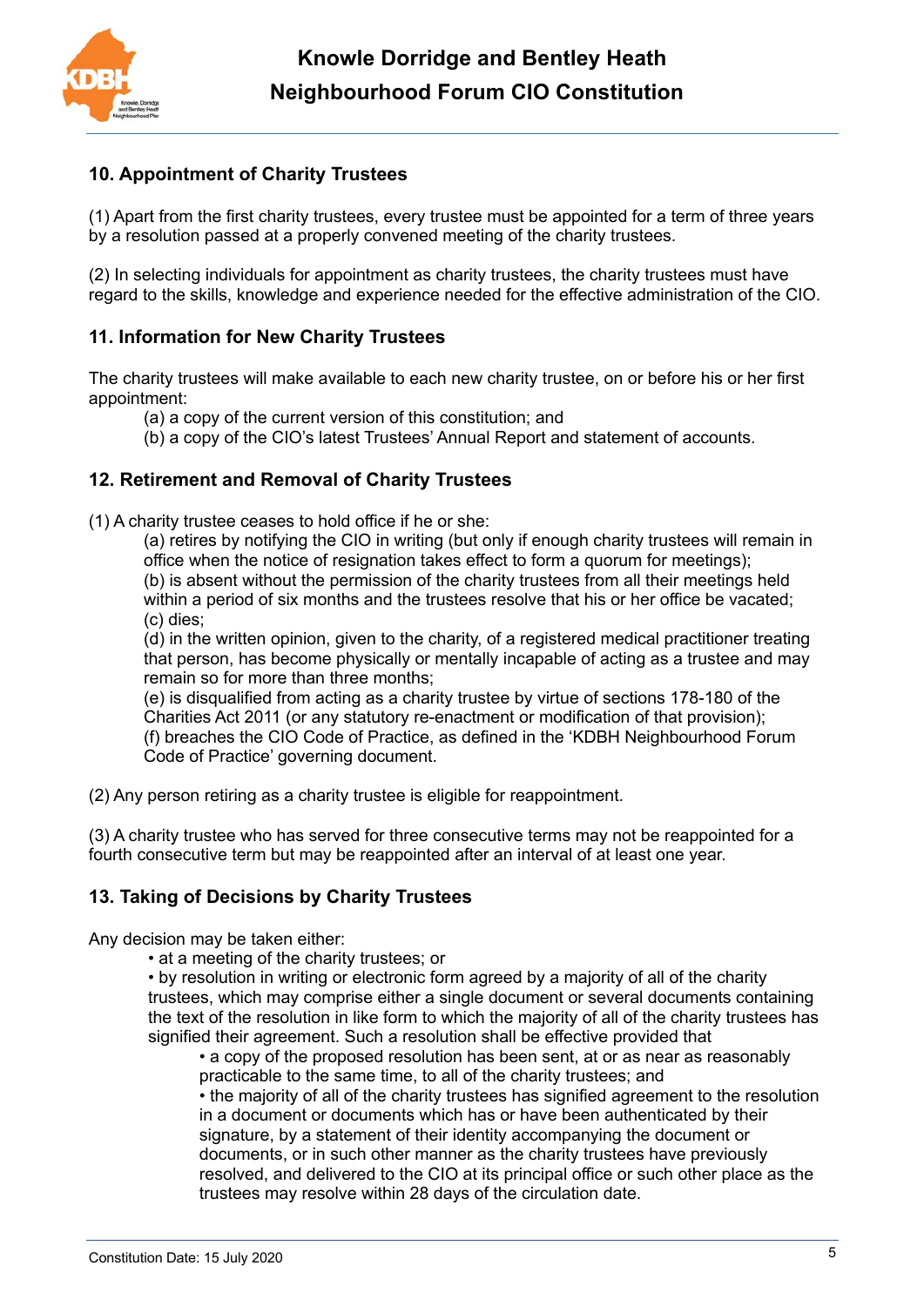## 10. Appointment of Charity Trustees

(1) Apart from the first charity trustees, every trustee must be appointed for a term of three years by a resolution passed at a properly convened meeting of the charity trustees.

(2) In selecting individuals for appointment as charity trustees, the charity trustees must have regard to the skills, knowledge and experience needed for the effective administration of the CIO.

## 11. Information for New Charity Trustees

The charity trustees will make available to each new charity trustee, on or before his or her first appointment:

(a) a copy of the current version of this constitution; and
(b) a copy of the CIO's latest Trustees' Annual Report and statement of accounts.

## 12. Retirement and Removal of Charity Trustees

(1) A charity trustee ceases to hold office if he or she:

(a) retires by notifying the CIO in writing (but only if enough charity trustees will remain in office when the notice of resignation takes effect to form a quorum for meetings);
(b) is absent without the permission of the charity trustees from all their meetings held within a period of six months and the trustees resolve that his or her office be vacated;
(c) dies;
(d) in the written opinion, given to the charity, of a registered medical practitioner treating that person, has become physically or mentally incapable of acting as a trustee and may remain so for more than three months;
(e) is disqualified from acting as a charity trustee by virtue of sections 178-180 of the Charities Act 2011 (or any statutory re-enactment or modification of that provision);
(f) breaches the CIO Code of Practice, as defined in the 'KDBH Neighbourhood Forum Code of Practice' governing document.

(2) Any person retiring as a charity trustee is eligible for reappointment.

(3) A charity trustee who has served for three consecutive terms may not be reappointed for a fourth consecutive term but may be reappointed after an interval of at least one year.

## 13. Taking of Decisions by Charity Trustees

Any decision may be taken either:

- at a meeting of the charity trustees; or
- by resolution in writing or electronic form agreed by a majority of all of the charity trustees, which may comprise either a single document or several documents containing the text of the resolution in like form to which the majority of all of the charity trustees has signified their agreement. Such a resolution shall be effective provided that
  - a copy of the proposed resolution has been sent, at or as near as reasonably practicable to the same time, to all of the charity trustees; and
  - the majority of all of the charity trustees has signified agreement to the resolution in a document or documents which has or have been authenticated by their signature, by a statement of their identity accompanying the document or documents, or in such other manner as the charity trustees have previously resolved, and delivered to the CIO at its principal office or such other place as the trustees may resolve within 28 days of the circulation date.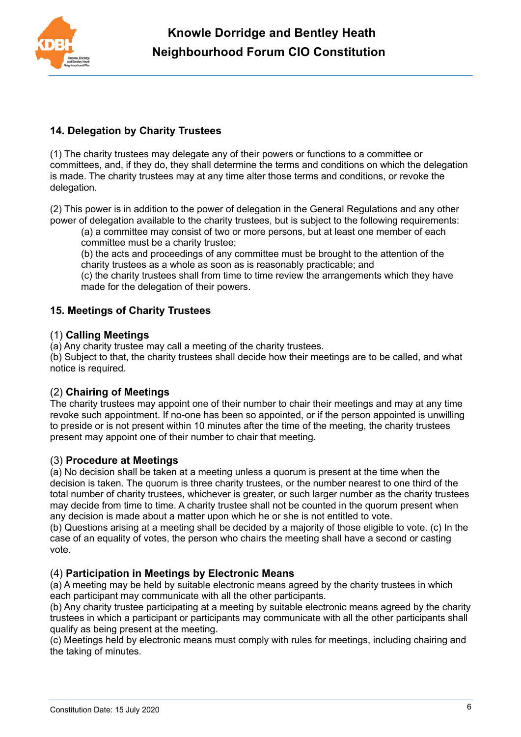## 14. Delegation by Charity Trustees

(1) The charity trustees may delegate any of their powers or functions to a committee or committees, and, if they do, they shall determine the terms and conditions on which the delegation is made. The charity trustees may at any time alter those terms and conditions, or revoke the delegation.

(2) This power is in addition to the power of delegation in the General Regulations and any other power of delegation available to the charity trustees, but is subject to the following requirements:

- (a) a committee may consist of two or more persons, but at least one member of each committee must be a charity trustee;
- (b) the acts and proceedings of any committee must be brought to the attention of the charity trustees as a whole as soon as is reasonably practicable; and
- (c) the charity trustees shall from time to time review the arrangements which they have made for the delegation of their powers.

## 15. Meetings of Charity Trustees

### (1) **Calling Meetings**

(a) Any charity trustee may call a meeting of the charity trustees.
(b) Subject to that, the charity trustees shall decide how their meetings are to be called, and what notice is required.

### (2) **Chairing of Meetings**

The charity trustees may appoint one of their number to chair their meetings and may at any time revoke such appointment. If no-one has been so appointed, or if the person appointed is unwilling to preside or is not present within 10 minutes after the time of the meeting, the charity trustees present may appoint one of their number to chair that meeting.

### (3) **Procedure at Meetings**

(a) No decision shall be taken at a meeting unless a quorum is present at the time when the decision is taken. The quorum is three charity trustees, or the number nearest to one third of the total number of charity trustees, whichever is greater, or such larger number as the charity trustees may decide from time to time. A charity trustee shall not be counted in the quorum present when any decision is made about a matter upon which he or she is not entitled to vote.
(b) Questions arising at a meeting shall be decided by a majority of those eligible to vote. (c) In the case of an equality of votes, the person who chairs the meeting shall have a second or casting vote.

### (4) **Participation in Meetings by Electronic Means**

(a) A meeting may be held by suitable electronic means agreed by the charity trustees in which each participant may communicate with all the other participants.
(b) Any charity trustee participating at a meeting by suitable electronic means agreed by the charity trustees in which a participant or participants may communicate with all the other participants shall qualify as being present at the meeting.
(c) Meetings held by electronic means must comply with rules for meetings, including chairing and the taking of minutes.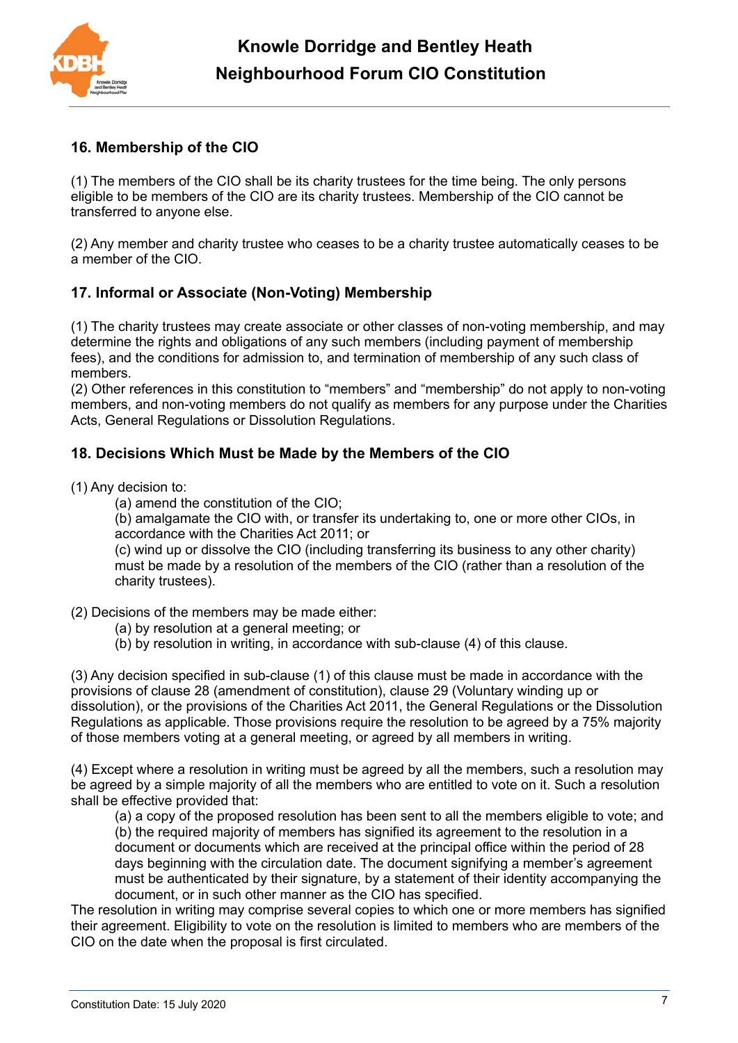### 16. Membership of the CIO

(1) The members of the CIO shall be its charity trustees for the time being. The only persons eligible to be members of the CIO are its charity trustees. Membership of the CIO cannot be transferred to anyone else.

(2) Any member and charity trustee who ceases to be a charity trustee automatically ceases to be a member of the CIO.

### 17. Informal or Associate (Non-Voting) Membership

(1) The charity trustees may create associate or other classes of non-voting membership, and may determine the rights and obligations of any such members (including payment of membership fees), and the conditions for admission to, and termination of membership of any such class of members.
(2) Other references in this constitution to "members" and "membership" do not apply to non-voting members, and non-voting members do not qualify as members for any purpose under the Charities Acts, General Regulations or Dissolution Regulations.

### 18. Decisions Which Must be Made by the Members of the CIO

(1) Any decision to:
- (a) amend the constitution of the CIO;
- (b) amalgamate the CIO with, or transfer its undertaking to, one or more other CIOs, in accordance with the Charities Act 2011; or
- (c) wind up or dissolve the CIO (including transferring its business to any other charity) must be made by a resolution of the members of the CIO (rather than a resolution of the charity trustees).

(2) Decisions of the members may be made either:
- (a) by resolution at a general meeting; or
- (b) by resolution in writing, in accordance with sub-clause (4) of this clause.

(3) Any decision specified in sub-clause (1) of this clause must be made in accordance with the provisions of clause 28 (amendment of constitution), clause 29 (Voluntary winding up or dissolution), or the provisions of the Charities Act 2011, the General Regulations or the Dissolution Regulations as applicable. Those provisions require the resolution to be agreed by a 75% majority of those members voting at a general meeting, or agreed by all members in writing.

(4) Except where a resolution in writing must be agreed by all the members, such a resolution may be agreed by a simple majority of all the members who are entitled to vote on it. Such a resolution shall be effective provided that:
- (a) a copy of the proposed resolution has been sent to all the members eligible to vote; and
- (b) the required majority of members has signified its agreement to the resolution in a document or documents which are received at the principal office within the period of 28 days beginning with the circulation date. The document signifying a member's agreement must be authenticated by their signature, by a statement of their identity accompanying the document, or in such other manner as the CIO has specified.

The resolution in writing may comprise several copies to which one or more members has signified their agreement. Eligibility to vote on the resolution is limited to members who are members of the CIO on the date when the proposal is first circulated.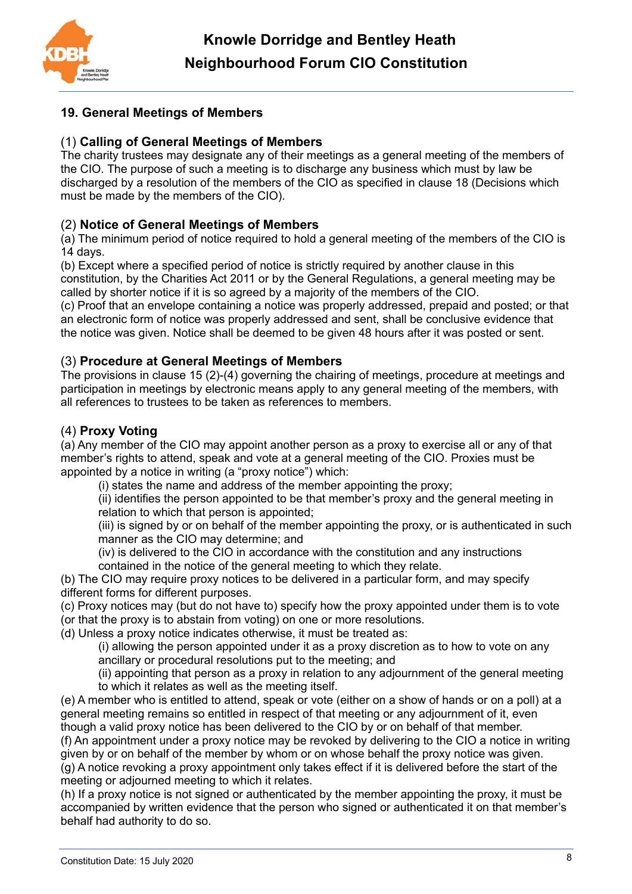## 19. General Meetings of Members

### (1) **Calling of General Meetings of Members**

The charity trustees may designate any of their meetings as a general meeting of the members of the CIO. The purpose of such a meeting is to discharge any business which must by law be discharged by a resolution of the members of the CIO as specified in clause 18 (Decisions which must be made by the members of the CIO).

### (2) **Notice of General Meetings of Members**

(a) The minimum period of notice required to hold a general meeting of the members of the CIO is 14 days.
(b) Except where a specified period of notice is strictly required by another clause in this constitution, by the Charities Act 2011 or by the General Regulations, a general meeting may be called by shorter notice if it is so agreed by a majority of the members of the CIO.
(c) Proof that an envelope containing a notice was properly addressed, prepaid and posted; or that an electronic form of notice was properly addressed and sent, shall be conclusive evidence that the notice was given. Notice shall be deemed to be given 48 hours after it was posted or sent.

### (3) **Procedure at General Meetings of Members**

The provisions in clause 15 (2)-(4) governing the chairing of meetings, procedure at meetings and participation in meetings by electronic means apply to any general meeting of the members, with all references to trustees to be taken as references to members.

### (4) **Proxy Voting**

(a) Any member of the CIO may appoint another person as a proxy to exercise all or any of that member's rights to attend, speak and vote at a general meeting of the CIO. Proxies must be appointed by a notice in writing (a "proxy notice") which:

- (i) states the name and address of the member appointing the proxy;
- (ii) identifies the person appointed to be that member's proxy and the general meeting in relation to which that person is appointed;
- (iii) is signed by or on behalf of the member appointing the proxy, or is authenticated in such manner as the CIO may determine; and
- (iv) is delivered to the CIO in accordance with the constitution and any instructions contained in the notice of the general meeting to which they relate.

(b) The CIO may require proxy notices to be delivered in a particular form, and may specify different forms for different purposes.
(c) Proxy notices may (but do not have to) specify how the proxy appointed under them is to vote (or that the proxy is to abstain from voting) on one or more resolutions.
(d) Unless a proxy notice indicates otherwise, it must be treated as:

- (i) allowing the person appointed under it as a proxy discretion as to how to vote on any ancillary or procedural resolutions put to the meeting; and
- (ii) appointing that person as a proxy in relation to any adjournment of the general meeting to which it relates as well as the meeting itself.

(e) A member who is entitled to attend, speak or vote (either on a show of hands or on a poll) at a general meeting remains so entitled in respect of that meeting or any adjournment of it, even though a valid proxy notice has been delivered to the CIO by or on behalf of that member.
(f) An appointment under a proxy notice may be revoked by delivering to the CIO a notice in writing given by or on behalf of the member by whom or on whose behalf the proxy notice was given.
(g) A notice revoking a proxy appointment only takes effect if it is delivered before the start of the meeting or adjourned meeting to which it relates.
(h) If a proxy notice is not signed or authenticated by the member appointing the proxy, it must be accompanied by written evidence that the person who signed or authenticated it on that member's behalf had authority to do so.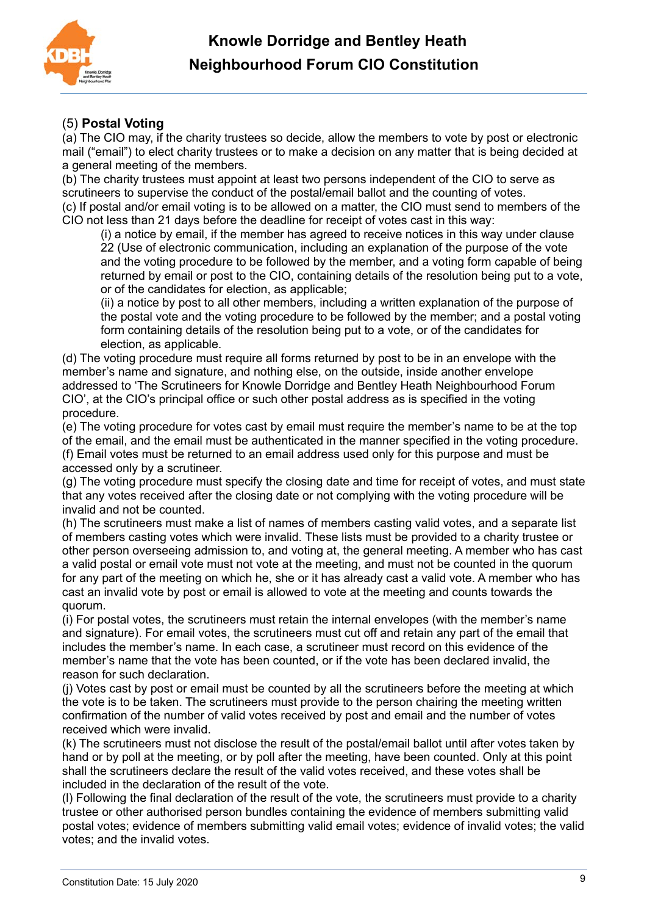(5) **Postal Voting**

(a) The CIO may, if the charity trustees so decide, allow the members to vote by post or electronic mail ("email") to elect charity trustees or to make a decision on any matter that is being decided at a general meeting of the members.

(b) The charity trustees must appoint at least two persons independent of the CIO to serve as scrutineers to supervise the conduct of the postal/email ballot and the counting of votes.

(c) If postal and/or email voting is to be allowed on a matter, the CIO must send to members of the CIO not less than 21 days before the deadline for receipt of votes cast in this way:

> (i) a notice by email, if the member has agreed to receive notices in this way under clause 22 (Use of electronic communication, including an explanation of the purpose of the vote and the voting procedure to be followed by the member, and a voting form capable of being returned by email or post to the CIO, containing details of the resolution being put to a vote, or of the candidates for election, as applicable;
>
> (ii) a notice by post to all other members, including a written explanation of the purpose of the postal vote and the voting procedure to be followed by the member; and a postal voting form containing details of the resolution being put to a vote, or of the candidates for election, as applicable.

(d) The voting procedure must require all forms returned by post to be in an envelope with the member's name and signature, and nothing else, on the outside, inside another envelope addressed to 'The Scrutineers for Knowle Dorridge and Bentley Heath Neighbourhood Forum CIO', at the CIO's principal office or such other postal address as is specified in the voting procedure.

(e) The voting procedure for votes cast by email must require the member's name to be at the top of the email, and the email must be authenticated in the manner specified in the voting procedure.

(f) Email votes must be returned to an email address used only for this purpose and must be accessed only by a scrutineer.

(g) The voting procedure must specify the closing date and time for receipt of votes, and must state that any votes received after the closing date or not complying with the voting procedure will be invalid and not be counted.

(h) The scrutineers must make a list of names of members casting valid votes, and a separate list of members casting votes which were invalid. These lists must be provided to a charity trustee or other person overseeing admission to, and voting at, the general meeting. A member who has cast a valid postal or email vote must not vote at the meeting, and must not be counted in the quorum for any part of the meeting on which he, she or it has already cast a valid vote. A member who has cast an invalid vote by post or email is allowed to vote at the meeting and counts towards the quorum.

(i) For postal votes, the scrutineers must retain the internal envelopes (with the member's name and signature). For email votes, the scrutineers must cut off and retain any part of the email that includes the member's name. In each case, a scrutineer must record on this evidence of the member's name that the vote has been counted, or if the vote has been declared invalid, the reason for such declaration.

(j) Votes cast by post or email must be counted by all the scrutineers before the meeting at which the vote is to be taken. The scrutineers must provide to the person chairing the meeting written confirmation of the number of valid votes received by post and email and the number of votes received which were invalid.

(k) The scrutineers must not disclose the result of the postal/email ballot until after votes taken by hand or by poll at the meeting, or by poll after the meeting, have been counted. Only at this point shall the scrutineers declare the result of the valid votes received, and these votes shall be included in the declaration of the result of the vote.

(l) Following the final declaration of the result of the vote, the scrutineers must provide to a charity trustee or other authorised person bundles containing the evidence of members submitting valid postal votes; evidence of members submitting valid email votes; evidence of invalid votes; the valid votes; and the invalid votes.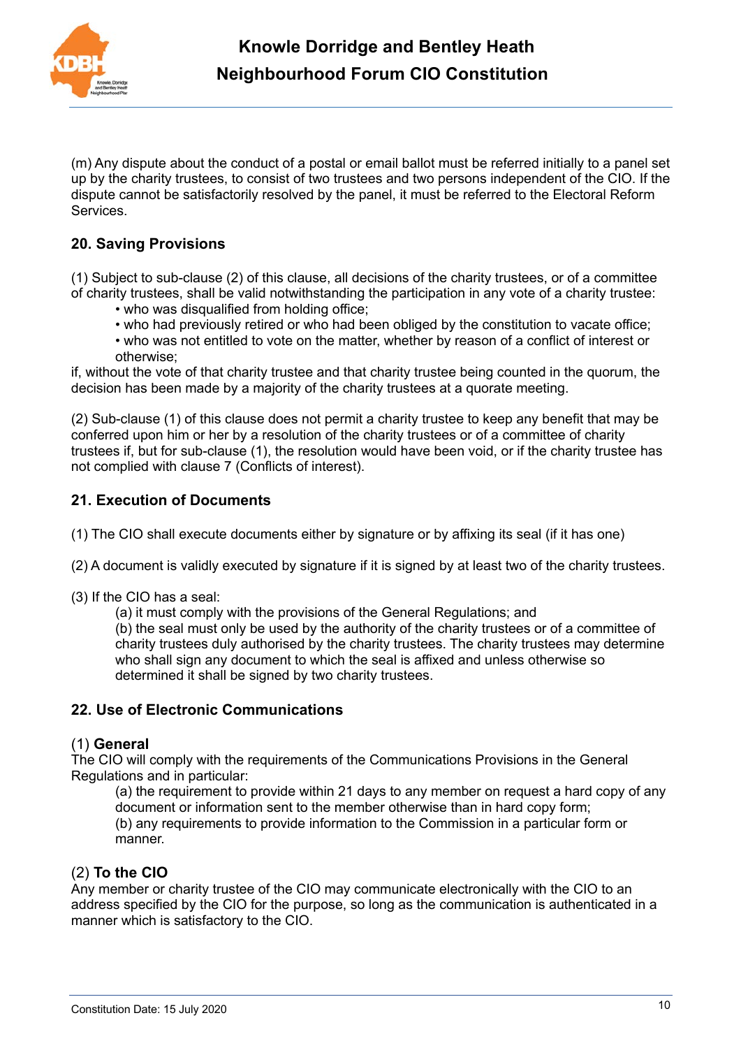(m) Any dispute about the conduct of a postal or email ballot must be referred initially to a panel set up by the charity trustees, to consist of two trustees and two persons independent of the CIO. If the dispute cannot be satisfactorily resolved by the panel, it must be referred to the Electoral Reform Services.

### 20. Saving Provisions

(1) Subject to sub-clause (2) of this clause, all decisions of the charity trustees, or of a committee of charity trustees, shall be valid notwithstanding the participation in any vote of a charity trustee:

- who was disqualified from holding office;
- who had previously retired or who had been obliged by the constitution to vacate office;
- who was not entitled to vote on the matter, whether by reason of a conflict of interest or otherwise;

if, without the vote of that charity trustee and that charity trustee being counted in the quorum, the decision has been made by a majority of the charity trustees at a quorate meeting.

(2) Sub-clause (1) of this clause does not permit a charity trustee to keep any benefit that may be conferred upon him or her by a resolution of the charity trustees or of a committee of charity trustees if, but for sub-clause (1), the resolution would have been void, or if the charity trustee has not complied with clause 7 (Conflicts of interest).

### 21. Execution of Documents

(1) The CIO shall execute documents either by signature or by affixing its seal (if it has one)

(2) A document is validly executed by signature if it is signed by at least two of the charity trustees.

(3) If the CIO has a seal:

(a) it must comply with the provisions of the General Regulations; and

(b) the seal must only be used by the authority of the charity trustees or of a committee of charity trustees duly authorised by the charity trustees. The charity trustees may determine who shall sign any document to which the seal is affixed and unless otherwise so determined it shall be signed by two charity trustees.

### 22. Use of Electronic Communications

(1) **General**

The CIO will comply with the requirements of the Communications Provisions in the General Regulations and in particular:

(a) the requirement to provide within 21 days to any member on request a hard copy of any document or information sent to the member otherwise than in hard copy form;

(b) any requirements to provide information to the Commission in a particular form or manner.

(2) **To the CIO**

Any member or charity trustee of the CIO may communicate electronically with the CIO to an address specified by the CIO for the purpose, so long as the communication is authenticated in a manner which is satisfactory to the CIO.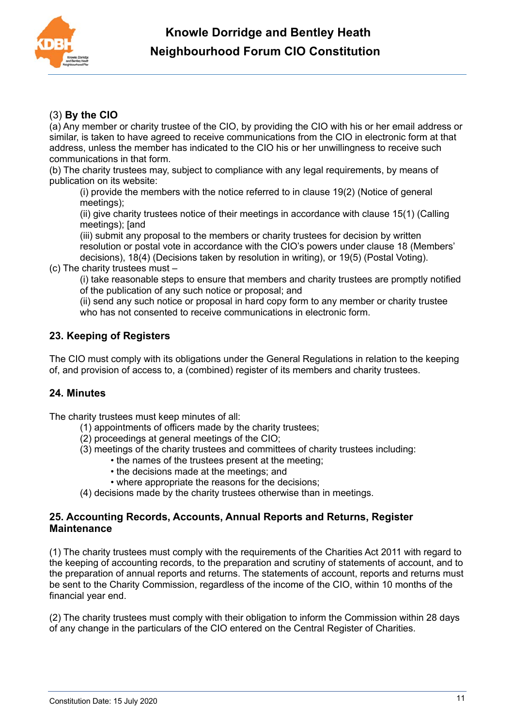(3) **By the CIO**

(a) Any member or charity trustee of the CIO, by providing the CIO with his or her email address or similar, is taken to have agreed to receive communications from the CIO in electronic form at that address, unless the member has indicated to the CIO his or her unwillingness to receive such communications in that form.

(b) The charity trustees may, subject to compliance with any legal requirements, by means of publication on its website:

- (i) provide the members with the notice referred to in clause 19(2) (Notice of general meetings);
- (ii) give charity trustees notice of their meetings in accordance with clause 15(1) (Calling meetings); [and
- (iii) submit any proposal to the members or charity trustees for decision by written resolution or postal vote in accordance with the CIO's powers under clause 18 (Members' decisions), 18(4) (Decisions taken by resolution in writing), or 19(5) (Postal Voting).

(c) The charity trustees must –

- (i) take reasonable steps to ensure that members and charity trustees are promptly notified of the publication of any such notice or proposal; and
- (ii) send any such notice or proposal in hard copy form to any member or charity trustee who has not consented to receive communications in electronic form.

## 23. Keeping of Registers

The CIO must comply with its obligations under the General Regulations in relation to the keeping of, and provision of access to, a (combined) register of its members and charity trustees.

## 24. Minutes

The charity trustees must keep minutes of all:

(1) appointments of officers made by the charity trustees;
(2) proceedings at general meetings of the CIO;
(3) meetings of the charity trustees and committees of charity trustees including:
- the names of the trustees present at the meeting;
- the decisions made at the meetings; and
- where appropriate the reasons for the decisions;

(4) decisions made by the charity trustees otherwise than in meetings.

## 25. Accounting Records, Accounts, Annual Reports and Returns, Register Maintenance

(1) The charity trustees must comply with the requirements of the Charities Act 2011 with regard to the keeping of accounting records, to the preparation and scrutiny of statements of account, and to the preparation of annual reports and returns. The statements of account, reports and returns must be sent to the Charity Commission, regardless of the income of the CIO, within 10 months of the financial year end.

(2) The charity trustees must comply with their obligation to inform the Commission within 28 days of any change in the particulars of the CIO entered on the Central Register of Charities.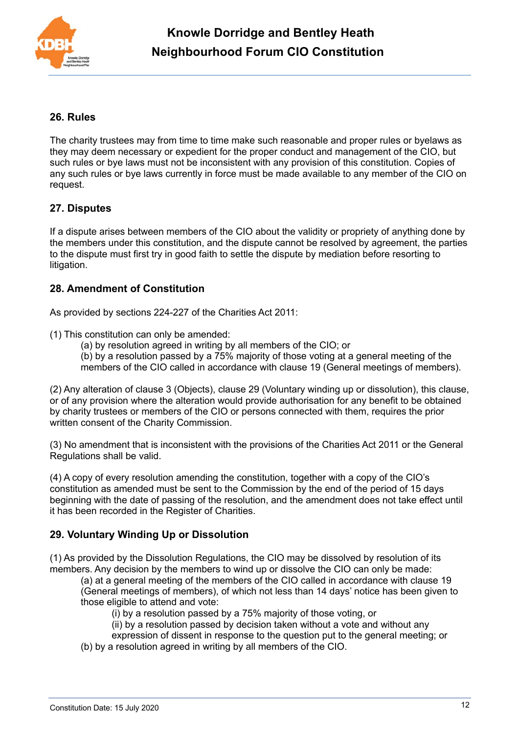## 26. Rules

The charity trustees may from time to time make such reasonable and proper rules or byelaws as they may deem necessary or expedient for the proper conduct and management of the CIO, but such rules or bye laws must not be inconsistent with any provision of this constitution. Copies of any such rules or bye laws currently in force must be made available to any member of the CIO on request.

## 27. Disputes

If a dispute arises between members of the CIO about the validity or propriety of anything done by the members under this constitution, and the dispute cannot be resolved by agreement, the parties to the dispute must first try in good faith to settle the dispute by mediation before resorting to litigation.

## 28. Amendment of Constitution

As provided by sections 224-227 of the Charities Act 2011:

(1) This constitution can only be amended:

- (a) by resolution agreed in writing by all members of the CIO; or
- (b) by a resolution passed by a 75% majority of those voting at a general meeting of the members of the CIO called in accordance with clause 19 (General meetings of members).

(2) Any alteration of clause 3 (Objects), clause 29 (Voluntary winding up or dissolution), this clause, or of any provision where the alteration would provide authorisation for any benefit to be obtained by charity trustees or members of the CIO or persons connected with them, requires the prior written consent of the Charity Commission.

(3) No amendment that is inconsistent with the provisions of the Charities Act 2011 or the General Regulations shall be valid.

(4) A copy of every resolution amending the constitution, together with a copy of the CIO's constitution as amended must be sent to the Commission by the end of the period of 15 days beginning with the date of passing of the resolution, and the amendment does not take effect until it has been recorded in the Register of Charities.

## 29. Voluntary Winding Up or Dissolution

(1) As provided by the Dissolution Regulations, the CIO may be dissolved by resolution of its members. Any decision by the members to wind up or dissolve the CIO can only be made:

- (a) at a general meeting of the members of the CIO called in accordance with clause 19 (General meetings of members), of which not less than 14 days' notice has been given to those eligible to attend and vote:
  - (i) by a resolution passed by a 75% majority of those voting, or
  - (ii) by a resolution passed by decision taken without a vote and without any expression of dissent in response to the question put to the general meeting; or
- (b) by a resolution agreed in writing by all members of the CIO.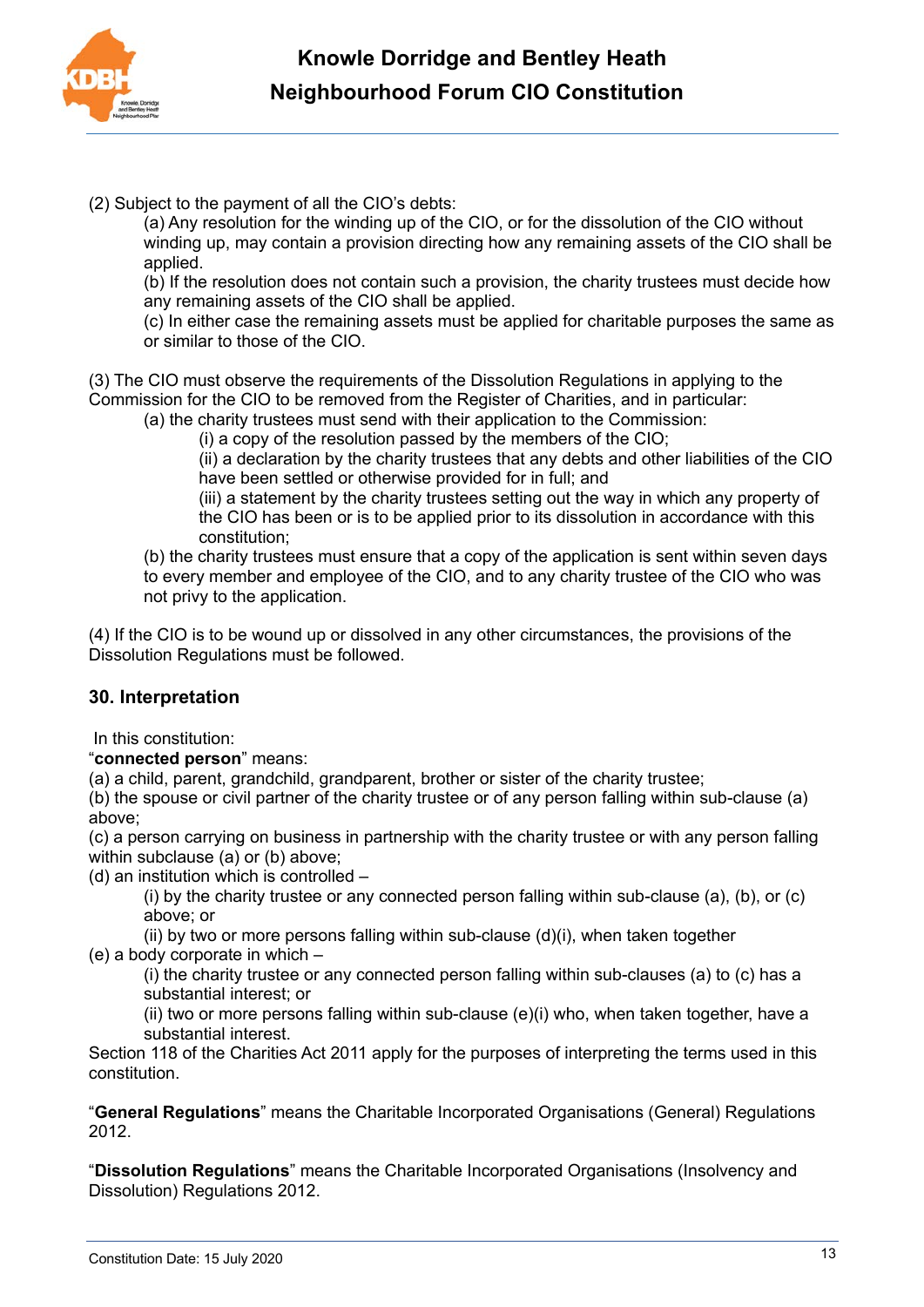(2) Subject to the payment of all the CIO's debts:

(a) Any resolution for the winding up of the CIO, or for the dissolution of the CIO without winding up, may contain a provision directing how any remaining assets of the CIO shall be applied.

(b) If the resolution does not contain such a provision, the charity trustees must decide how any remaining assets of the CIO shall be applied.

(c) In either case the remaining assets must be applied for charitable purposes the same as or similar to those of the CIO.

(3) The CIO must observe the requirements of the Dissolution Regulations in applying to the Commission for the CIO to be removed from the Register of Charities, and in particular:

(a) the charity trustees must send with their application to the Commission:

(i) a copy of the resolution passed by the members of the CIO;

(ii) a declaration by the charity trustees that any debts and other liabilities of the CIO have been settled or otherwise provided for in full; and

(iii) a statement by the charity trustees setting out the way in which any property of the CIO has been or is to be applied prior to its dissolution in accordance with this constitution;

(b) the charity trustees must ensure that a copy of the application is sent within seven days to every member and employee of the CIO, and to any charity trustee of the CIO who was not privy to the application.

(4) If the CIO is to be wound up or dissolved in any other circumstances, the provisions of the Dissolution Regulations must be followed.

## 30. Interpretation

In this constitution:

"**connected person**" means:

(a) a child, parent, grandchild, grandparent, brother or sister of the charity trustee;

(b) the spouse or civil partner of the charity trustee or of any person falling within sub-clause (a) above;

(c) a person carrying on business in partnership with the charity trustee or with any person falling within subclause (a) or (b) above;

(d) an institution which is controlled –

(i) by the charity trustee or any connected person falling within sub-clause (a), (b), or (c) above; or

(ii) by two or more persons falling within sub-clause (d)(i), when taken together

(e) a body corporate in which –

(i) the charity trustee or any connected person falling within sub-clauses (a) to (c) has a substantial interest; or

(ii) two or more persons falling within sub-clause (e)(i) who, when taken together, have a substantial interest.

Section 118 of the Charities Act 2011 apply for the purposes of interpreting the terms used in this constitution.

"**General Regulations**" means the Charitable Incorporated Organisations (General) Regulations 2012.

"**Dissolution Regulations**" means the Charitable Incorporated Organisations (Insolvency and Dissolution) Regulations 2012.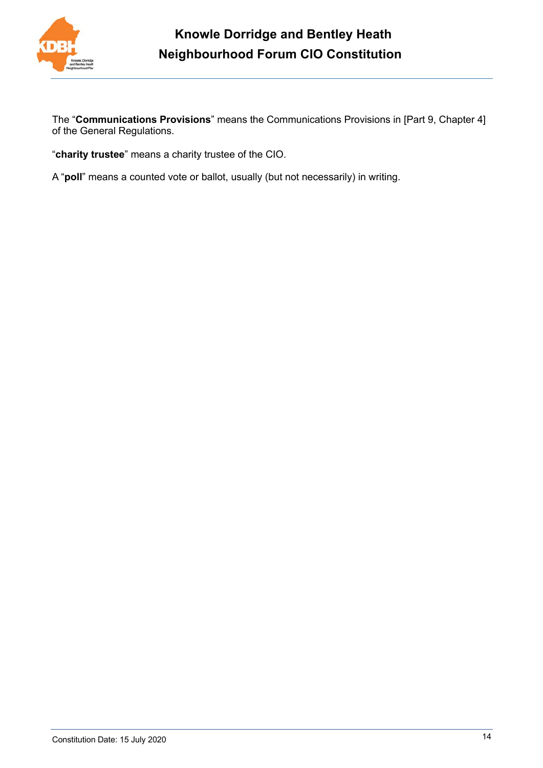The “**Communications Provisions**” means the Communications Provisions in [Part 9, Chapter 4] of the General Regulations.

“**charity trustee**” means a charity trustee of the CIO.

A “**poll**” means a counted vote or ballot, usually (but not necessarily) in writing.